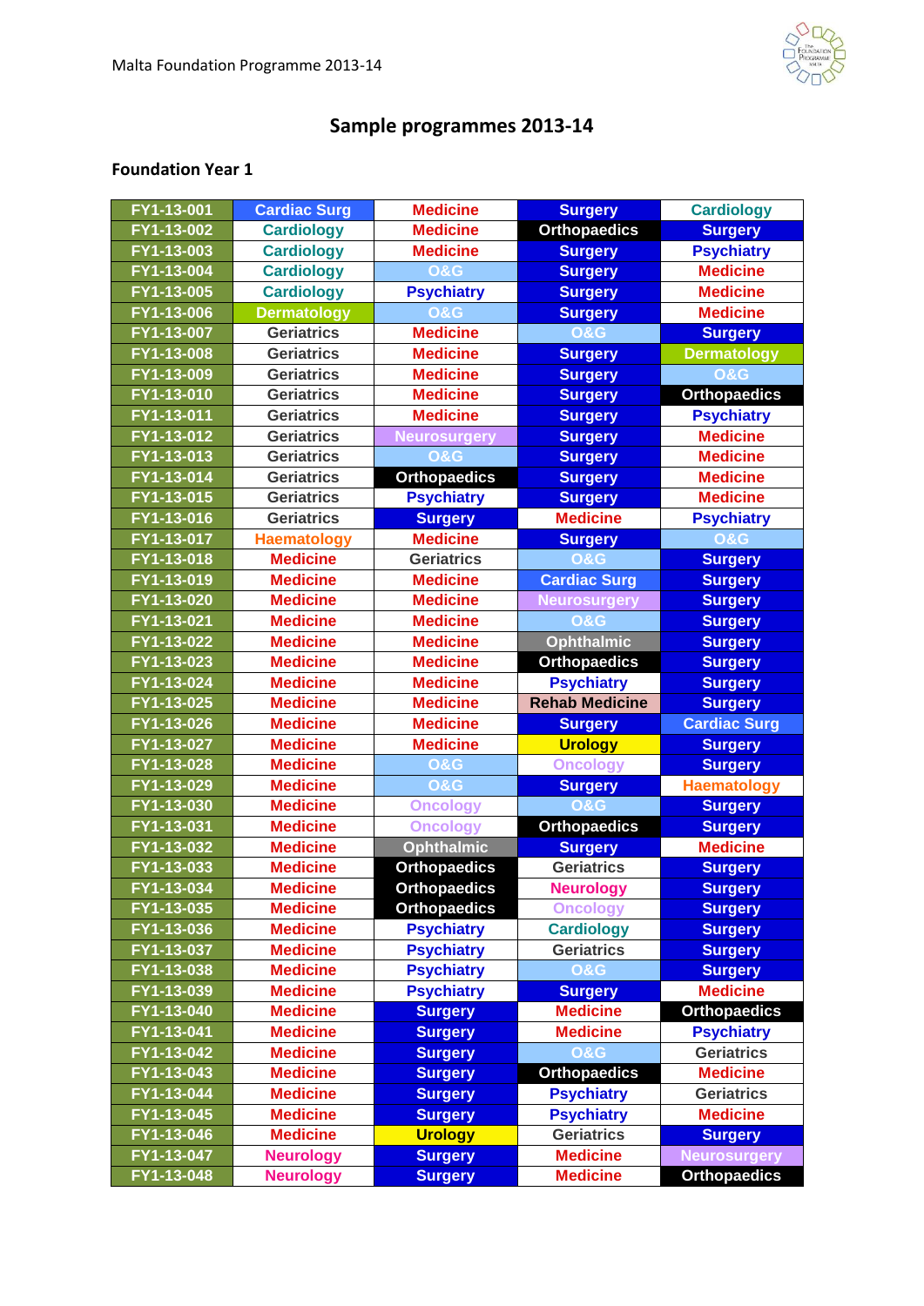# Sample programmes 2013-14

## Foundation Year 1

| | | | | |
|---|---|---|---|---|
| FY1-13-001 | Cardiac Surg | Medicine | Surgery | Cardiology |
| FY1-13-002 | Cardiology | Medicine | Orthopaedics | Surgery |
| FY1-13-003 | Cardiology | Medicine | Surgery | Psychiatry |
| FY1-13-004 | Cardiology | O&G | Surgery | Medicine |
| FY1-13-005 | Cardiology | Psychiatry | Surgery | Medicine |
| FY1-13-006 | Dermatology | O&G | Surgery | Medicine |
| FY1-13-007 | Geriatrics | Medicine | O&G | Surgery |
| FY1-13-008 | Geriatrics | Medicine | Surgery | Dermatology |
| FY1-13-009 | Geriatrics | Medicine | Surgery | O&G |
| FY1-13-010 | Geriatrics | Medicine | Surgery | Orthopaedics |
| FY1-13-011 | Geriatrics | Medicine | Surgery | Psychiatry |
| FY1-13-012 | Geriatrics | Neurosurgery | Surgery | Medicine |
| FY1-13-013 | Geriatrics | O&G | Surgery | Medicine |
| FY1-13-014 | Geriatrics | Orthopaedics | Surgery | Medicine |
| FY1-13-015 | Geriatrics | Psychiatry | Surgery | Medicine |
| FY1-13-016 | Geriatrics | Surgery | Medicine | Psychiatry |
| FY1-13-017 | Haematology | Medicine | Surgery | O&G |
| FY1-13-018 | Medicine | Geriatrics | O&G | Surgery |
| FY1-13-019 | Medicine | Medicine | Cardiac Surg | Surgery |
| FY1-13-020 | Medicine | Medicine | Neurosurgery | Surgery |
| FY1-13-021 | Medicine | Medicine | O&G | Surgery |
| FY1-13-022 | Medicine | Medicine | Ophthalmic | Surgery |
| FY1-13-023 | Medicine | Medicine | Orthopaedics | Surgery |
| FY1-13-024 | Medicine | Medicine | Psychiatry | Surgery |
| FY1-13-025 | Medicine | Medicine | Rehab Medicine | Surgery |
| FY1-13-026 | Medicine | Medicine | Surgery | Cardiac Surg |
| FY1-13-027 | Medicine | Medicine | Urology | Surgery |
| FY1-13-028 | Medicine | O&G | Oncology | Surgery |
| FY1-13-029 | Medicine | O&G | Surgery | Haematology |
| FY1-13-030 | Medicine | Oncology | O&G | Surgery |
| FY1-13-031 | Medicine | Oncology | Orthopaedics | Surgery |
| FY1-13-032 | Medicine | Ophthalmic | Surgery | Medicine |
| FY1-13-033 | Medicine | Orthopaedics | Geriatrics | Surgery |
| FY1-13-034 | Medicine | Orthopaedics | Neurology | Surgery |
| FY1-13-035 | Medicine | Orthopaedics | Oncology | Surgery |
| FY1-13-036 | Medicine | Psychiatry | Cardiology | Surgery |
| FY1-13-037 | Medicine | Psychiatry | Geriatrics | Surgery |
| FY1-13-038 | Medicine | Psychiatry | O&G | Surgery |
| FY1-13-039 | Medicine | Psychiatry | Surgery | Medicine |
| FY1-13-040 | Medicine | Surgery | Medicine | Orthopaedics |
| FY1-13-041 | Medicine | Surgery | Medicine | Psychiatry |
| FY1-13-042 | Medicine | Surgery | O&G | Geriatrics |
| FY1-13-043 | Medicine | Surgery | Orthopaedics | Medicine |
| FY1-13-044 | Medicine | Surgery | Psychiatry | Geriatrics |
| FY1-13-045 | Medicine | Surgery | Psychiatry | Medicine |
| FY1-13-046 | Medicine | Urology | Geriatrics | Surgery |
| FY1-13-047 | Neurology | Surgery | Medicine | Neurosurgery |
| FY1-13-048 | Neurology | Surgery | Medicine | Orthopaedics |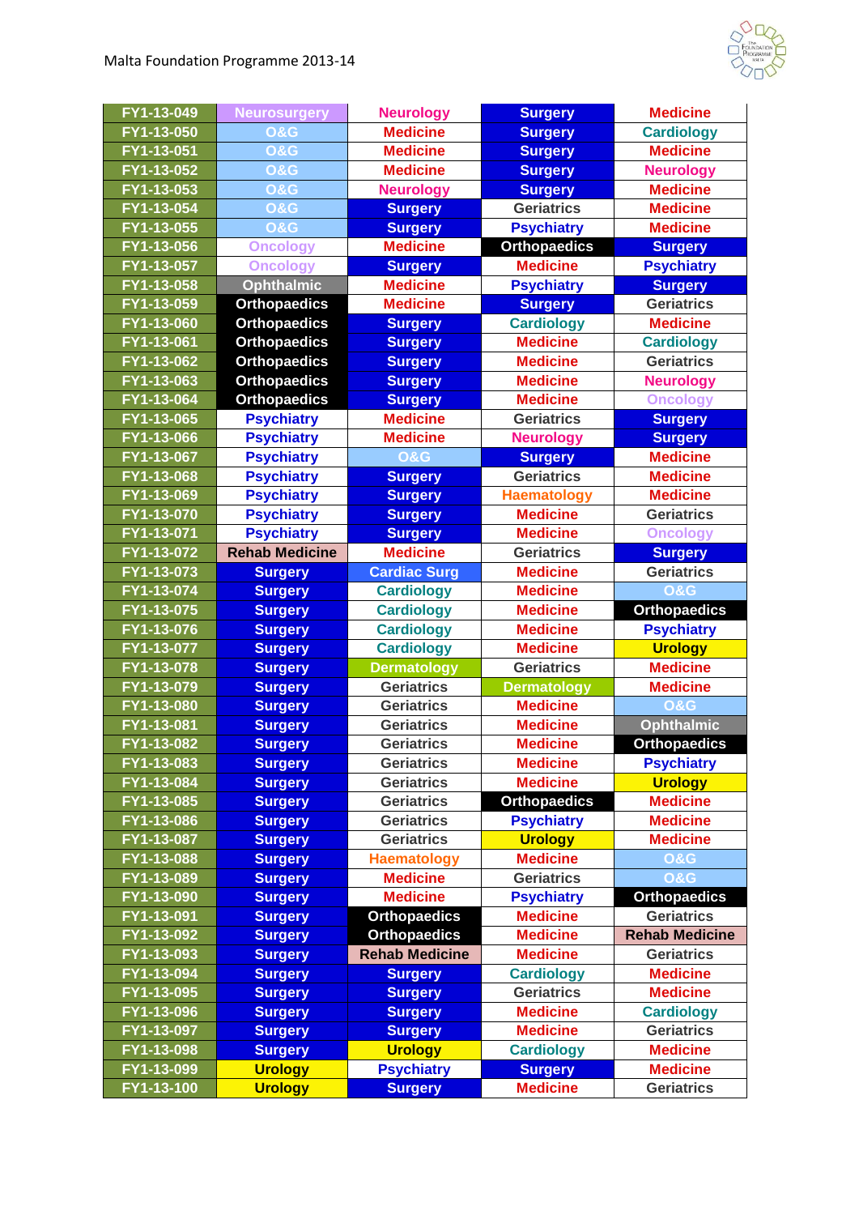| | | | | |
|---|---|---|---|---|
| FY1-13-049 | Neurosurgery | Neurology | Surgery | Medicine |
| FY1-13-050 | O&G | Medicine | Surgery | Cardiology |
| FY1-13-051 | O&G | Medicine | Surgery | Medicine |
| FY1-13-052 | O&G | Medicine | Surgery | Neurology |
| FY1-13-053 | O&G | Neurology | Surgery | Medicine |
| FY1-13-054 | O&G | Surgery | Geriatrics | Medicine |
| FY1-13-055 | O&G | Surgery | Psychiatry | Medicine |
| FY1-13-056 | Oncology | Medicine | Orthopaedics | Surgery |
| FY1-13-057 | Oncology | Surgery | Medicine | Psychiatry |
| FY1-13-058 | Ophthalmic | Medicine | Psychiatry | Surgery |
| FY1-13-059 | Orthopaedics | Medicine | Surgery | Geriatrics |
| FY1-13-060 | Orthopaedics | Surgery | Cardiology | Medicine |
| FY1-13-061 | Orthopaedics | Surgery | Medicine | Cardiology |
| FY1-13-062 | Orthopaedics | Surgery | Medicine | Geriatrics |
| FY1-13-063 | Orthopaedics | Surgery | Medicine | Neurology |
| FY1-13-064 | Orthopaedics | Surgery | Medicine | Oncology |
| FY1-13-065 | Psychiatry | Medicine | Geriatrics | Surgery |
| FY1-13-066 | Psychiatry | Medicine | Neurology | Surgery |
| FY1-13-067 | Psychiatry | O&G | Surgery | Medicine |
| FY1-13-068 | Psychiatry | Surgery | Geriatrics | Medicine |
| FY1-13-069 | Psychiatry | Surgery | Haematology | Medicine |
| FY1-13-070 | Psychiatry | Surgery | Medicine | Geriatrics |
| FY1-13-071 | Psychiatry | Surgery | Medicine | Oncology |
| FY1-13-072 | Rehab Medicine | Medicine | Geriatrics | Surgery |
| FY1-13-073 | Surgery | Cardiac Surg | Medicine | Geriatrics |
| FY1-13-074 | Surgery | Cardiology | Medicine | O&G |
| FY1-13-075 | Surgery | Cardiology | Medicine | Orthopaedics |
| FY1-13-076 | Surgery | Cardiology | Medicine | Psychiatry |
| FY1-13-077 | Surgery | Cardiology | Medicine | Urology |
| FY1-13-078 | Surgery | Dermatology | Geriatrics | Medicine |
| FY1-13-079 | Surgery | Geriatrics | Dermatology | Medicine |
| FY1-13-080 | Surgery | Geriatrics | Medicine | O&G |
| FY1-13-081 | Surgery | Geriatrics | Medicine | Ophthalmic |
| FY1-13-082 | Surgery | Geriatrics | Medicine | Orthopaedics |
| FY1-13-083 | Surgery | Geriatrics | Medicine | Psychiatry |
| FY1-13-084 | Surgery | Geriatrics | Medicine | Urology |
| FY1-13-085 | Surgery | Geriatrics | Orthopaedics | Medicine |
| FY1-13-086 | Surgery | Geriatrics | Psychiatry | Medicine |
| FY1-13-087 | Surgery | Geriatrics | Urology | Medicine |
| FY1-13-088 | Surgery | Haematology | Medicine | O&G |
| FY1-13-089 | Surgery | Medicine | Geriatrics | O&G |
| FY1-13-090 | Surgery | Medicine | Psychiatry | Orthopaedics |
| FY1-13-091 | Surgery | Orthopaedics | Medicine | Geriatrics |
| FY1-13-092 | Surgery | Orthopaedics | Medicine | Rehab Medicine |
| FY1-13-093 | Surgery | Rehab Medicine | Medicine | Geriatrics |
| FY1-13-094 | Surgery | Surgery | Cardiology | Medicine |
| FY1-13-095 | Surgery | Surgery | Geriatrics | Medicine |
| FY1-13-096 | Surgery | Surgery | Medicine | Cardiology |
| FY1-13-097 | Surgery | Surgery | Medicine | Geriatrics |
| FY1-13-098 | Surgery | Urology | Cardiology | Medicine |
| FY1-13-099 | Urology | Psychiatry | Surgery | Medicine |
| FY1-13-100 | Urology | Surgery | Medicine | Geriatrics |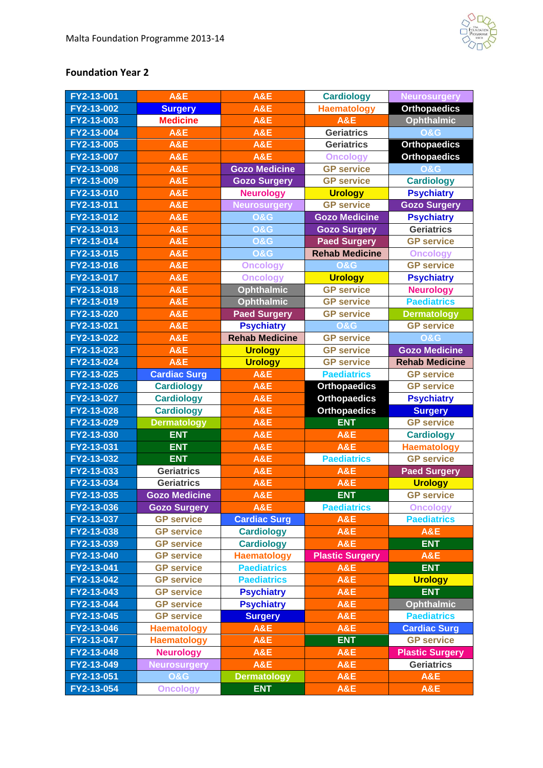## Foundation Year 2

| | | | | |
|---|---|---|---|---|
| FY2-13-001 | A&E | A&E | Cardiology | Neurosurgery |
| FY2-13-002 | Surgery | A&E | Haematology | Orthopaedics |
| FY2-13-003 | Medicine | A&E | A&E | Ophthalmic |
| FY2-13-004 | A&E | A&E | Geriatrics | O&G |
| FY2-13-005 | A&E | A&E | Geriatrics | Orthopaedics |
| FY2-13-007 | A&E | A&E | Oncology | Orthopaedics |
| FY2-13-008 | A&E | Gozo Medicine | GP service | O&G |
| FY2-13-009 | A&E | Gozo Surgery | GP service | Cardiology |
| FY2-13-010 | A&E | Neurology | Urology | Psychiatry |
| FY2-13-011 | A&E | Neurosurgery | GP service | Gozo Surgery |
| FY2-13-012 | A&E | O&G | Gozo Medicine | Psychiatry |
| FY2-13-013 | A&E | O&G | Gozo Surgery | Geriatrics |
| FY2-13-014 | A&E | O&G | Paed Surgery | GP service |
| FY2-13-015 | A&E | O&G | Rehab Medicine | Oncology |
| FY2-13-016 | A&E | Oncology | O&G | GP service |
| FY2-13-017 | A&E | Oncology | Urology | Psychiatry |
| FY2-13-018 | A&E | Ophthalmic | GP service | Neurology |
| FY2-13-019 | A&E | Ophthalmic | GP service | Paediatrics |
| FY2-13-020 | A&E | Paed Surgery | GP service | Dermatology |
| FY2-13-021 | A&E | Psychiatry | O&G | GP service |
| FY2-13-022 | A&E | Rehab Medicine | GP service | O&G |
| FY2-13-023 | A&E | Urology | GP service | Gozo Medicine |
| FY2-13-024 | A&E | Urology | GP service | Rehab Medicine |
| FY2-13-025 | Cardiac Surg | A&E | Paediatrics | GP service |
| FY2-13-026 | Cardiology | A&E | Orthopaedics | GP service |
| FY2-13-027 | Cardiology | A&E | Orthopaedics | Psychiatry |
| FY2-13-028 | Cardiology | A&E | Orthopaedics | Surgery |
| FY2-13-029 | Dermatology | A&E | ENT | GP service |
| FY2-13-030 | ENT | A&E | A&E | Cardiology |
| FY2-13-031 | ENT | A&E | A&E | Haematology |
| FY2-13-032 | ENT | A&E | Paediatrics | GP service |
| FY2-13-033 | Geriatrics | A&E | A&E | Paed Surgery |
| FY2-13-034 | Geriatrics | A&E | A&E | Urology |
| FY2-13-035 | Gozo Medicine | A&E | ENT | GP service |
| FY2-13-036 | Gozo Surgery | A&E | Paediatrics | Oncology |
| FY2-13-037 | GP service | Cardiac Surg | A&E | Paediatrics |
| FY2-13-038 | GP service | Cardiology | A&E | A&E |
| FY2-13-039 | GP service | Cardiology | A&E | ENT |
| FY2-13-040 | GP service | Haematology | Plastic Surgery | A&E |
| FY2-13-041 | GP service | Paediatrics | A&E | ENT |
| FY2-13-042 | GP service | Paediatrics | A&E | Urology |
| FY2-13-043 | GP service | Psychiatry | A&E | ENT |
| FY2-13-044 | GP service | Psychiatry | A&E | Ophthalmic |
| FY2-13-045 | GP service | Surgery | A&E | Paediatrics |
| FY2-13-046 | Haematology | A&E | A&E | Cardiac Surg |
| FY2-13-047 | Haematology | A&E | ENT | GP service |
| FY2-13-048 | Neurology | A&E | A&E | Plastic Surgery |
| FY2-13-049 | Neurosurgery | A&E | A&E | Geriatrics |
| FY2-13-051 | O&G | Dermatology | A&E | A&E |
| FY2-13-054 | Oncology | ENT | A&E | A&E |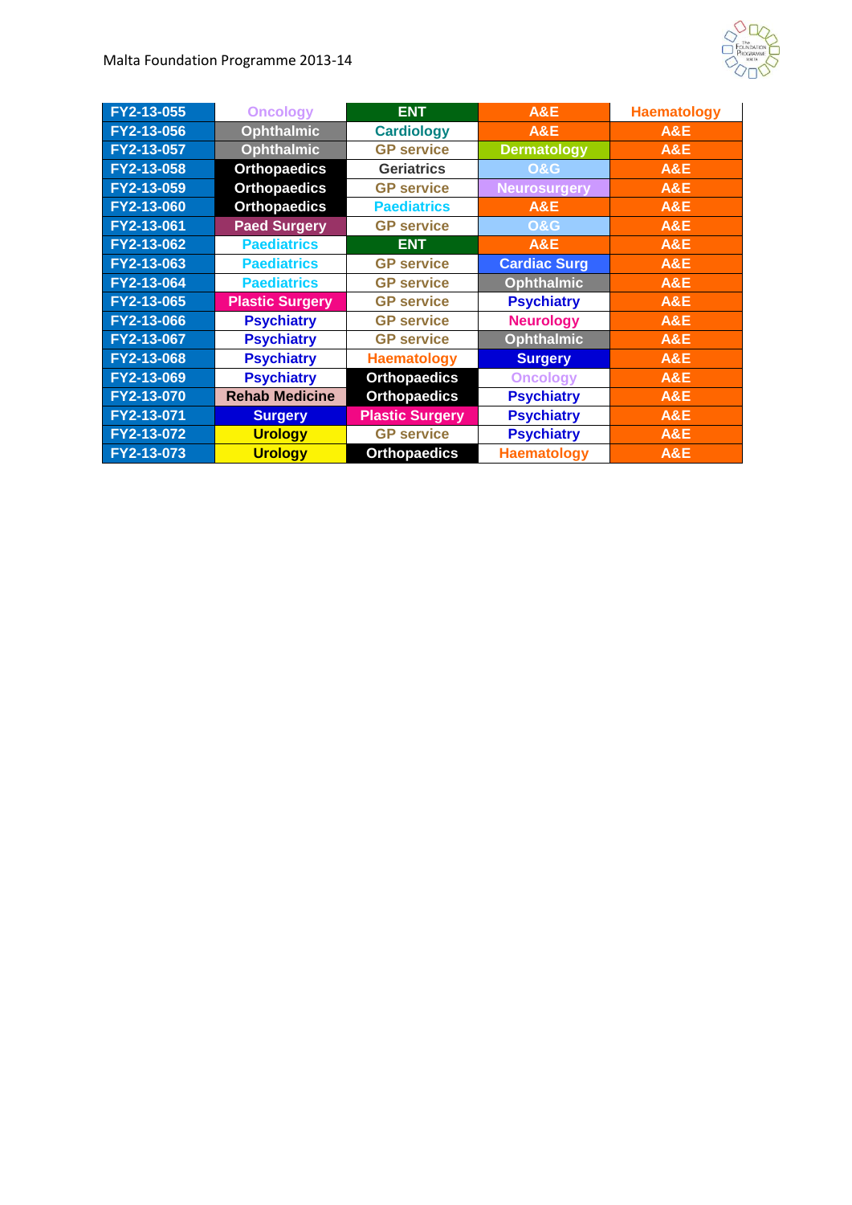| | | | | |
|---|---|---|---|---|
| FY2-13-055 | Oncology | ENT | A&E | Haematology |
| FY2-13-056 | Ophthalmic | Cardiology | A&E | A&E |
| FY2-13-057 | Ophthalmic | GP service | Dermatology | A&E |
| FY2-13-058 | Orthopaedics | Geriatrics | O&G | A&E |
| FY2-13-059 | Orthopaedics | GP service | Neurosurgery | A&E |
| FY2-13-060 | Orthopaedics | Paediatrics | A&E | A&E |
| FY2-13-061 | Paed Surgery | GP service | O&G | A&E |
| FY2-13-062 | Paediatrics | ENT | A&E | A&E |
| FY2-13-063 | Paediatrics | GP service | Cardiac Surg | A&E |
| FY2-13-064 | Paediatrics | GP service | Ophthalmic | A&E |
| FY2-13-065 | Plastic Surgery | GP service | Psychiatry | A&E |
| FY2-13-066 | Psychiatry | GP service | Neurology | A&E |
| FY2-13-067 | Psychiatry | GP service | Ophthalmic | A&E |
| FY2-13-068 | Psychiatry | Haematology | Surgery | A&E |
| FY2-13-069 | Psychiatry | Orthopaedics | Oncology | A&E |
| FY2-13-070 | Rehab Medicine | Orthopaedics | Psychiatry | A&E |
| FY2-13-071 | Surgery | Plastic Surgery | Psychiatry | A&E |
| FY2-13-072 | Urology | GP service | Psychiatry | A&E |
| FY2-13-073 | Urology | Orthopaedics | Haematology | A&E |